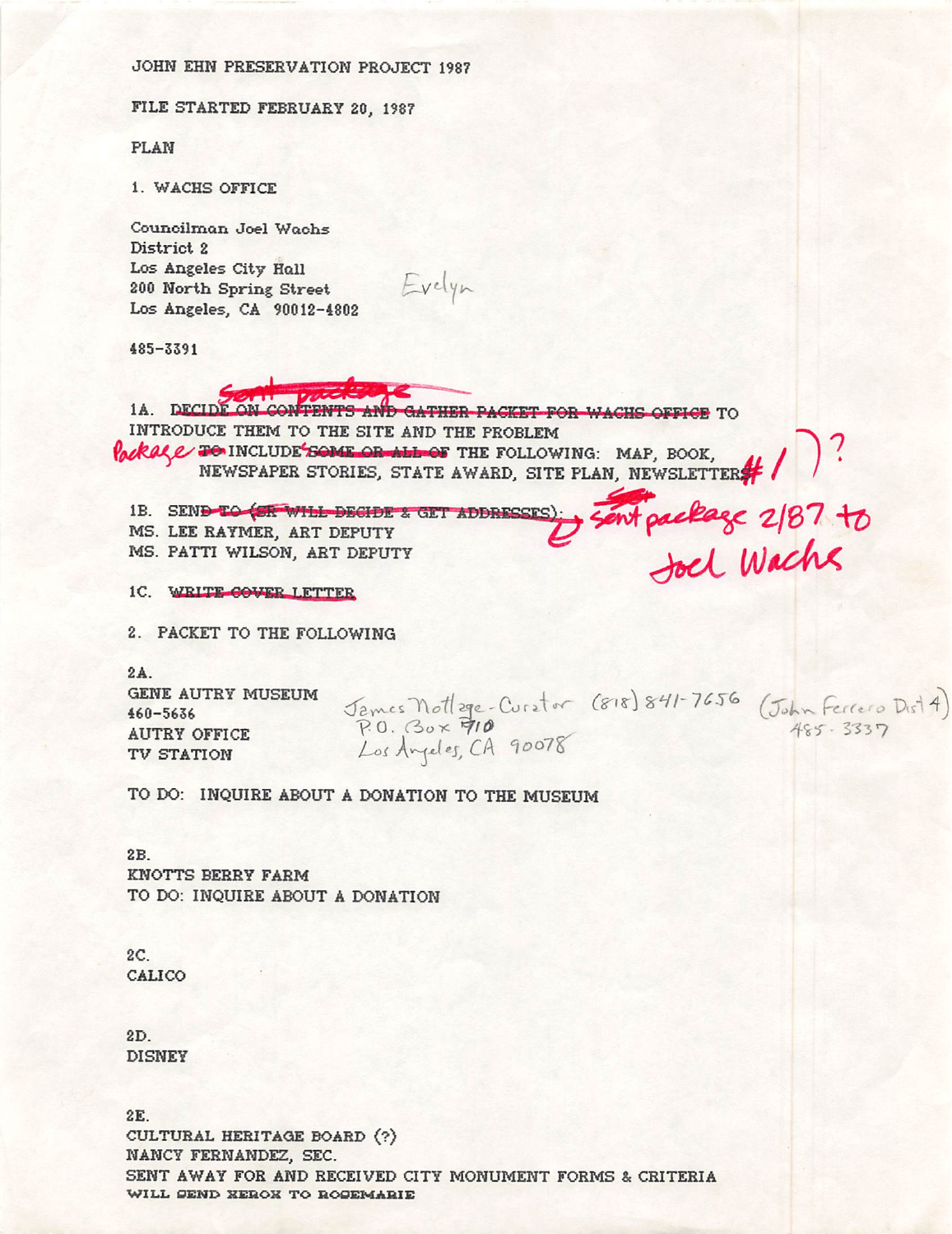JOHN EHN PRESERVATION PROJECT 1987

FILE STARTED FEBRUARY 20, 1987

PLAN

1. WACHS OFFICE

Councilman Joel Wachs
District 2
Los Angeles City Hall
200 North Spring Street
Los Angeles, CA 90012-4802

Evelyn

485-3391

1A. ~~DECIDE ON CONTENTS AND GATHER PACKET FOR WACHS OFFICE~~ TO INTRODUCE THEM TO THE SITE AND THE PROBLEM *Sent package*
*Package* ~~TO~~ INCLUDE ~~SOME OR ALL OF~~ THE FOLLOWING: MAP, BOOK, NEWSPAPER STORIES, STATE AWARD, SITE PLAN, NEWSLETTERS *#1 )?*

1B. SEN~~D TO (SR WILL DECIDE & GET ADDRESSES)~~: *→ sent package 2/87 to Joel Wachs*
MS. LEE RAYMER, ART DEPUTY
MS. PATTI WILSON, ART DEPUTY

1C. ~~WRITE COVER LETTER~~

2. PACKET TO THE FOLLOWING

2A.
GENE AUTRY MUSEUM
460-5636
AUTRY OFFICE
TV STATION

*James Nottage - Curator (818) 841-7656 (John Ferraro Dist 4) 485-3337*
*P.O. Box 710*
*Los Angeles, CA 90078*

TO DO: INQUIRE ABOUT A DONATION TO THE MUSEUM

2B.
KNOTTS BERRY FARM
TO DO: INQUIRE ABOUT A DONATION

2C.
CALICO

2D.
DISNEY

2E.
CULTURAL HERITAGE BOARD (?)
NANCY FERNANDEZ, SEC.
SENT AWAY FOR AND RECEIVED CITY MONUMENT FORMS & CRITERIA
WILL SEND XEROX TO ROSEMARIE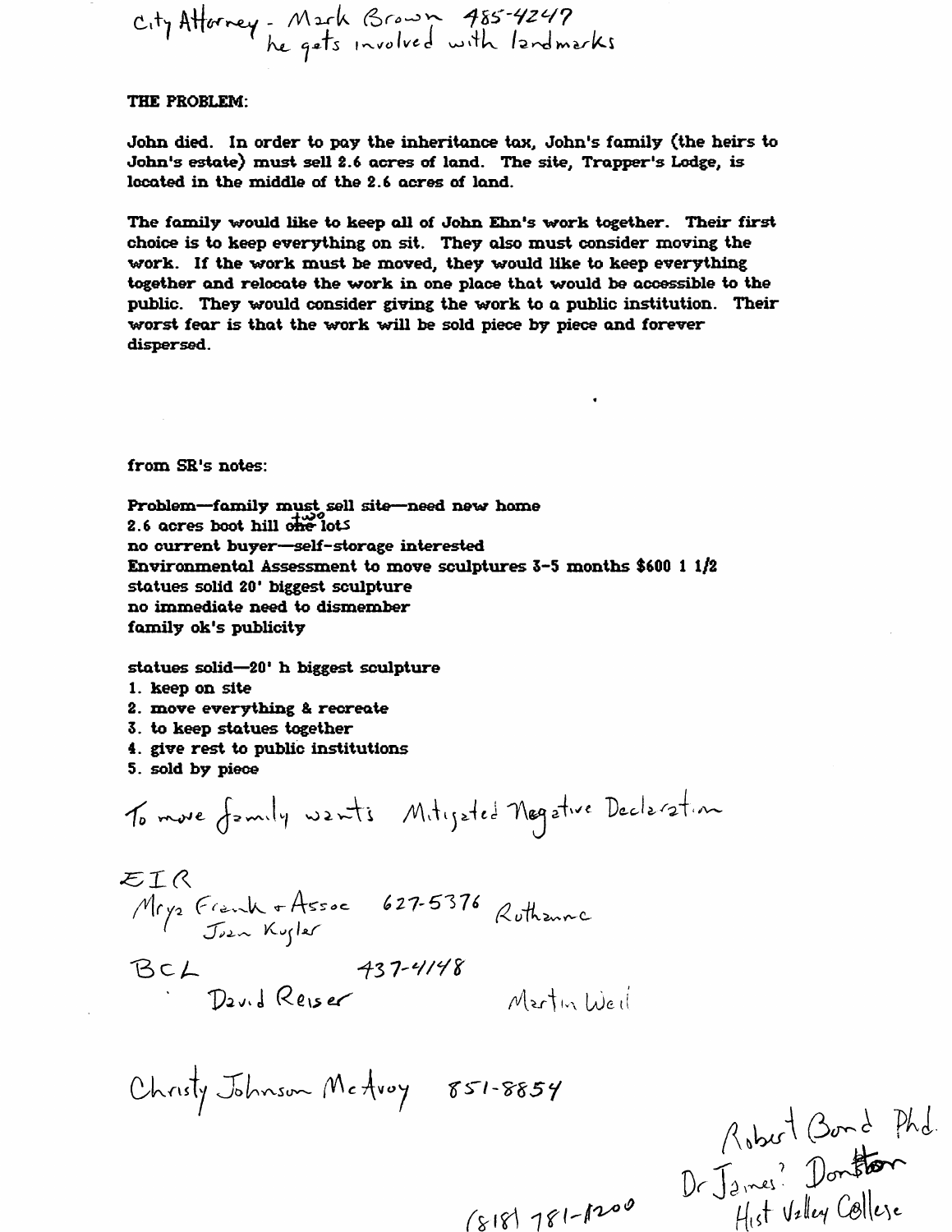City Attorney - Mark Brown 485-4247
he gets involved with landmarks

**THE PROBLEM:**

**John died. In order to pay the inheritance tax, John's family (the heirs to John's estate) must sell 2.6 acres of land. The site, Trapper's Lodge, is located in the middle of the 2.6 acres of land.**

**The family would like to keep all of John Ehn's work together. Their first choice is to keep everything on sit. They also must consider moving the work. If the work must be moved, they would like to keep everything together and relocate the work in one place that would be accessible to the public. They would consider giving the work to a public institution. Their worst fear is that the work will be sold piece by piece and forever dispersed.**

**from SR's notes:**

**Problem—family must sell site—need new home**
**2.6 acres boot hill ~~one~~ two lots**
**no current buyer—self-storage interested**
**Environmental Assessment to move sculptures 3-5 months $600 1 1/2**
**statues solid 20' biggest sculpture**
**no immediate need to dismember**
**family ok's publicity**

**statues solid—20' h biggest sculpture**

1. **keep on site**
2. **move everything & recreate**
3. **to keep statues together**
4. **give rest to public institutions**
5. **sold by piece**

To move family wants Mitigated Negative Declaration

EIR
Mrya French + Assoc 627-5376 Ruthanne
Joan Kugler

BCL 437-4148
David Reiser Martin Weil

Christy Johnson McAvoy 851-8854

Robert Bond Phd.
Dr James? Donston
Hist Valley College

(818) 781-1200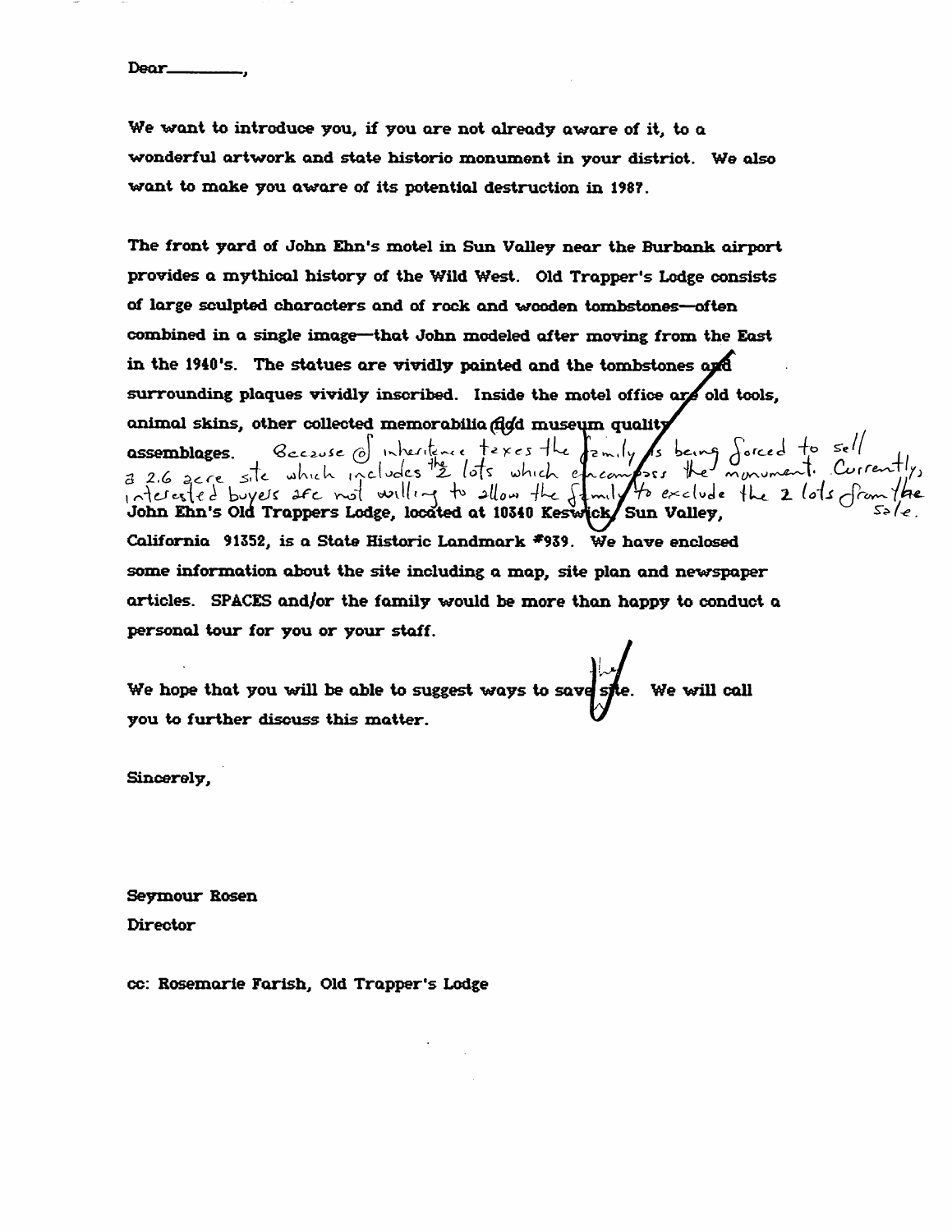Dear_________,

We want to introduce you, if you are not already aware of it, to a wonderful artwork and state historic monument in your district. We also want to make you aware of its potential destruction in 1987.

The front yard of John Ehn's motel in Sun Valley near the Burbank airport provides a mythical history of the Wild West. Old Trapper's Lodge consists of large sculpted characters and of rock and wooden tombstones—often combined in a single image—that John modeled after moving from the East in the 1940's. The statues are vividly painted and the tombstones and surrounding plaques vividly inscribed. Inside the motel office are old tools, animal skins, other collected memorabilia and museum quality assemblages. Because of inheritance taxes the family is being forced to sell a 2.6 acre site which includes the 2 lots which encompass the monument. Currently, interested buyers are not willing to allow the family to exclude the 2 lots from the sale. John Ehn's Old Trappers Lodge, located at 10340 Keswick, Sun Valley, California 91352, is a State Historic Landmark #939. We have enclosed some information about the site including a map, site plan and newspaper articles. SPACES and/or the family would be more than happy to conduct a personal tour for you or your staff.

We hope that you will be able to suggest ways to save the site. We will call you to further discuss this matter.

Sincerely,

Seymour Rosen
Director

cc: Rosemarie Farish, Old Trapper's Lodge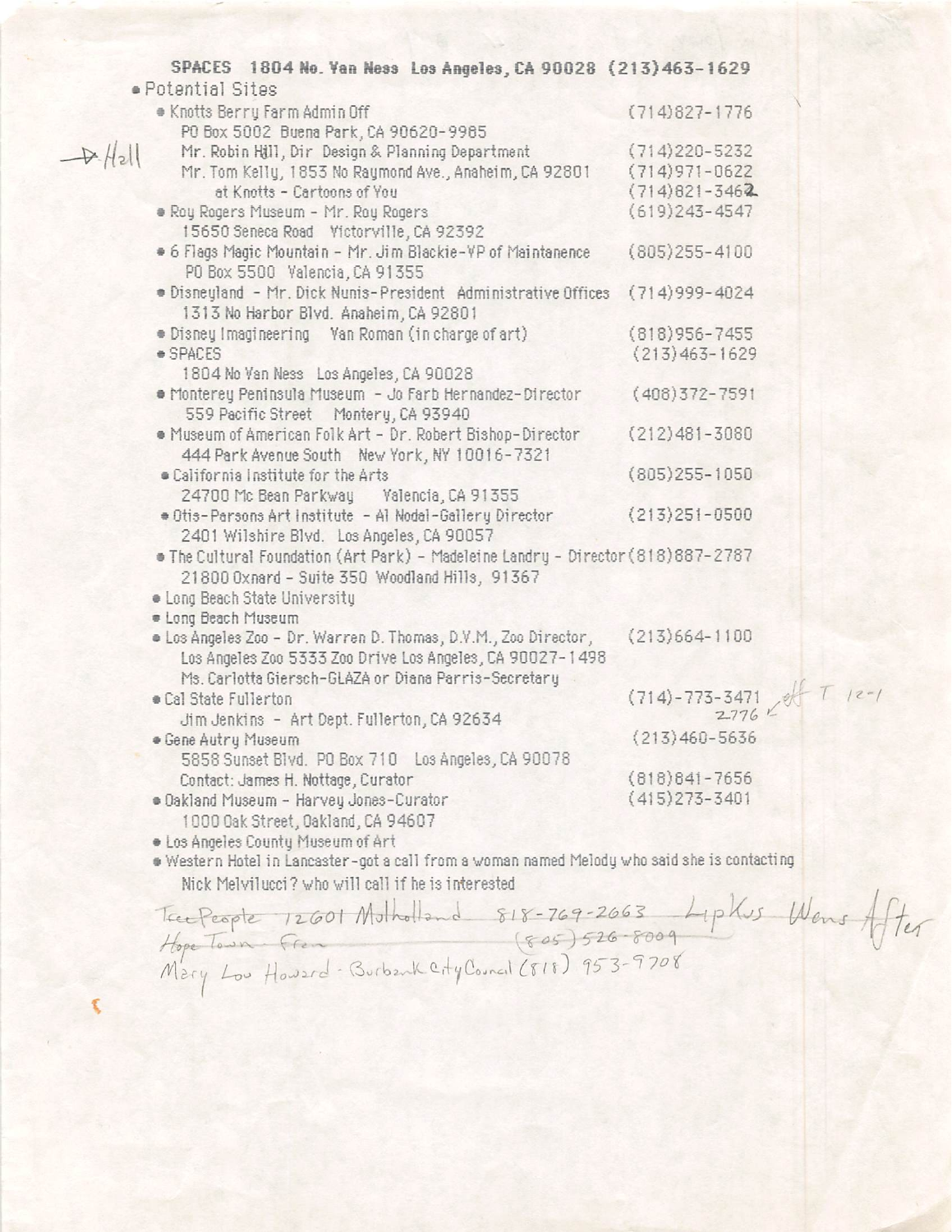**SPACES 1804 No. Van Ness Los Angeles, CA 90028 (213)463-1629**

- Potential Sites
  - Knotts Berry Farm Admin Off — (714)827-1776
    PO Box 5002 Buena Park, CA 90620-9985
    → Hall Mr. Robin Hill, Dir Design & Planning Department — (714)220-5232
    Mr. Tom Kelly, 1853 No Raymond Ave., Anaheim, CA 92801 — (714)971-0622
    at Knotts - Cartoons of You — (714)821-3462
  - Roy Rogers Museum - Mr. Roy Rogers — (619)243-4547
    15650 Seneca Road Victorville, CA 92392
  - 6 Flags Magic Mountain - Mr. Jim Blackie-VP of Maintanence — (805)255-4100
    PO Box 5500 Valencia, CA 91355
  - Disneyland - Mr. Dick Nunis-President Administrative Offices — (714)999-4024
    1313 No Harbor Blvd. Anaheim, CA 92801
  - Disney Imagineering Van Roman (in charge of art) — (818)956-7455
  - SPACES — (213)463-1629
    1804 No Van Ness Los Angeles, CA 90028
  - Monterey Peninsula Museum - Jo Farb Hernandez-Director — (408)372-7591
    559 Pacific Street Montery, CA 93940
  - Museum of American Folk Art - Dr. Robert Bishop-Director — (212)481-3080
    444 Park Avenue South New York, NY 10016-7321
  - California Institute for the Arts — (805)255-1050
    24700 Mc Bean Parkway Valencia, CA 91355
  - Otis-Parsons Art Institute - Al Nodal-Gallery Director — (213)251-0500
    2401 Wilshire Blvd. Los Angeles, CA 90057
  - The Cultural Foundation (Art Park) - Madeleine Landry - Director (818)887-2787
    21800 Oxnard - Suite 350 Woodland Hills, 91367
  - Long Beach State University
  - Long Beach Museum
  - Los Angeles Zoo - Dr. Warren D. Thomas, D.V.M., Zoo Director, — (213)664-1100
    Los Angeles Zoo 5333 Zoo Drive Los Angeles, CA 90027-1498
    Ms. Carlotta Giersch-GLAZA or Diana Parris-Secretary
  - Cal State Fullerton — (714)-773-3471 2776 ✓ off T 12-1
    Jim Jenkins - Art Dept. Fullerton, CA 92634
  - Gene Autry Museum — (213)460-5636
    5858 Sunset Blvd. PO Box 710 Los Angeles, CA 90078
    Contact: James H. Nottage, Curator — (818)841-7656
  - Oakland Museum - Harvey Jones-Curator — (415)273-3401
    1000 Oak Street, Oakland, CA 94607
  - Los Angeles County Museum of Art
  - Western Hotel in Lancaster-got a call from a woman named Melody who said she is contacting Nick Melvilucci? who will call if he is interested

TreePeople 12601 Mulholland 818-769-2663 Lipkus Wens After
Hope Town - Fran (805)526-8009
Mary Lou Howard - Burbank City Council (818) 953-9708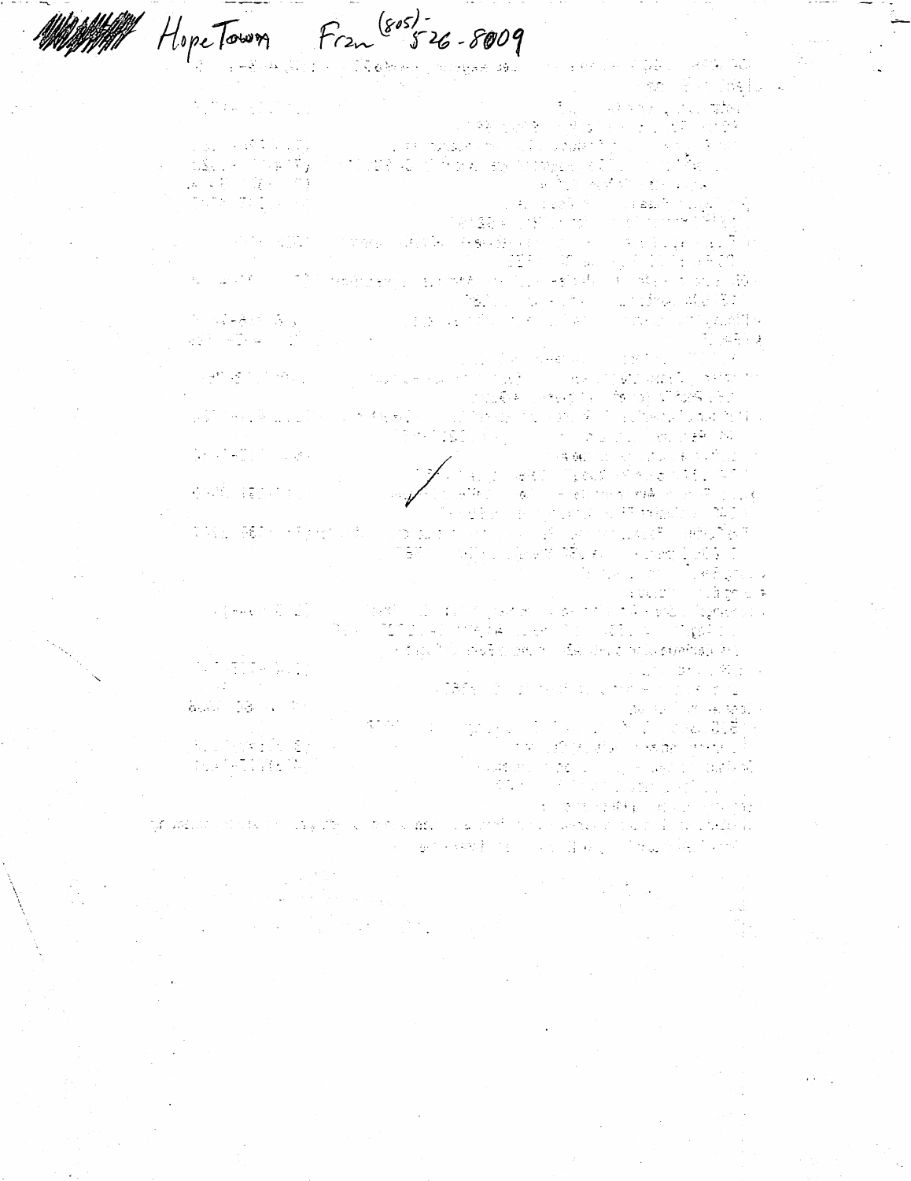Hope Town Fran (805)-526-8009